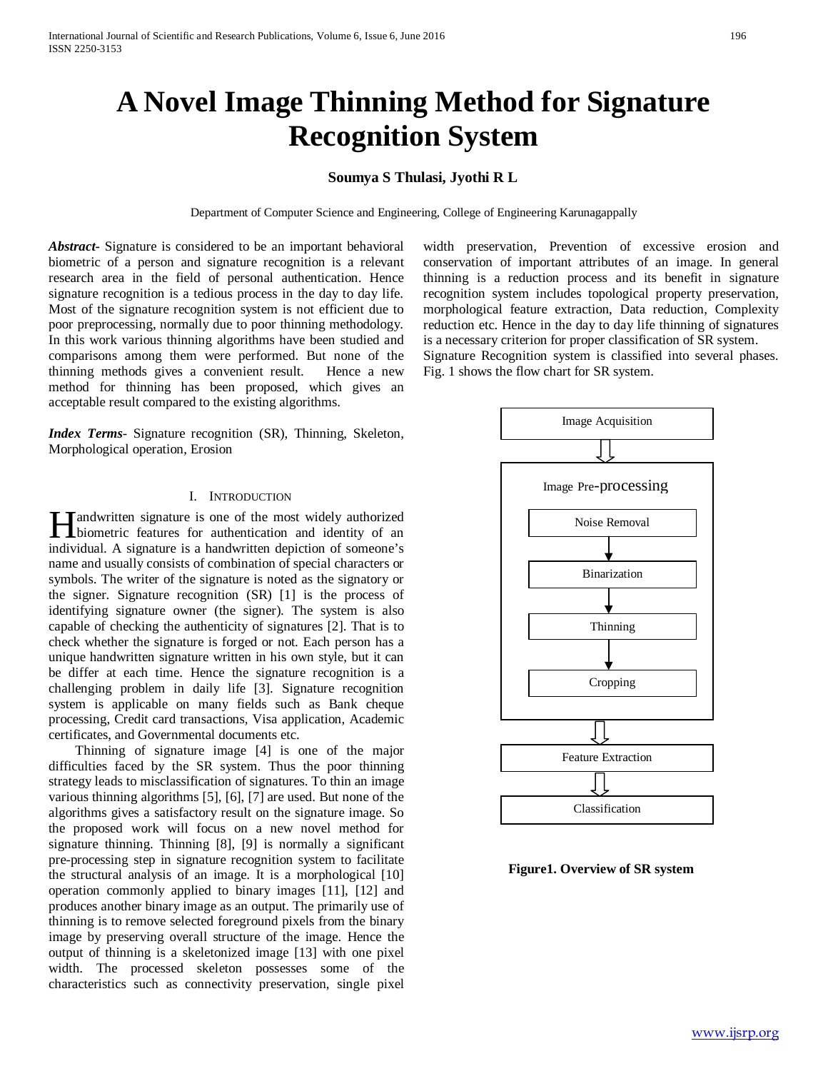# A Novel Image Thinning Method for Signature Recognition System

**Soumya S Thulasi, Jyothi R L**

Department of Computer Science and Engineering, College of Engineering Karunagappally

***Abstract***- Signature is considered to be an important behavioral biometric of a person and signature recognition is a relevant research area in the field of personal authentication. Hence signature recognition is a tedious process in the day to day life. Most of the signature recognition system is not efficient due to poor preprocessing, normally due to poor thinning methodology. In this work various thinning algorithms have been studied and comparisons among them were performed. But none of the thinning methods gives a convenient result. Hence a new method for thinning has been proposed, which gives an acceptable result compared to the existing algorithms.

***Index Terms***- Signature recognition (SR), Thinning, Skeleton, Morphological operation, Erosion

## I. Introduction

Handwritten signature is one of the most widely authorized biometric features for authentication and identity of an individual. A signature is a handwritten depiction of someone's name and usually consists of combination of special characters or symbols. The writer of the signature is noted as the signatory or the signer. Signature recognition (SR) [1] is the process of identifying signature owner (the signer). The system is also capable of checking the authenticity of signatures [2]. That is to check whether the signature is forged or not. Each person has a unique handwritten signature written in his own style, but it can be differ at each time. Hence the signature recognition is a challenging problem in daily life [3]. Signature recognition system is applicable on many fields such as Bank cheque processing, Credit card transactions, Visa application, Academic certificates, and Governmental documents etc.

Thinning of signature image [4] is one of the major difficulties faced by the SR system. Thus the poor thinning strategy leads to misclassification of signatures. To thin an image various thinning algorithms [5], [6], [7] are used. But none of the algorithms gives a satisfactory result on the signature image. So the proposed work will focus on a new novel method for signature thinning. Thinning [8], [9] is normally a significant pre-processing step in signature recognition system to facilitate the structural analysis of an image. It is a morphological [10] operation commonly applied to binary images [11], [12] and produces another binary image as an output. The primarily use of thinning is to remove selected foreground pixels from the binary image by preserving overall structure of the image. Hence the output of thinning is a skeletonized image [13] with one pixel width. The processed skeleton possesses some of the characteristics such as connectivity preservation, single pixel width preservation, Prevention of excessive erosion and conservation of important attributes of an image. In general thinning is a reduction process and its benefit in signature recognition system includes topological property preservation, morphological feature extraction, Data reduction, Complexity reduction etc. Hence in the day to day life thinning of signatures is a necessary criterion for proper classification of SR system.
Signature Recognition system is classified into several phases. Fig. 1 shows the flow chart for SR system.

Image Acquisition → Image Pre-processing (Noise Removal → Binarization → Thinning → Cropping) → Feature Extraction → Classification

**Figure1. Overview of SR system**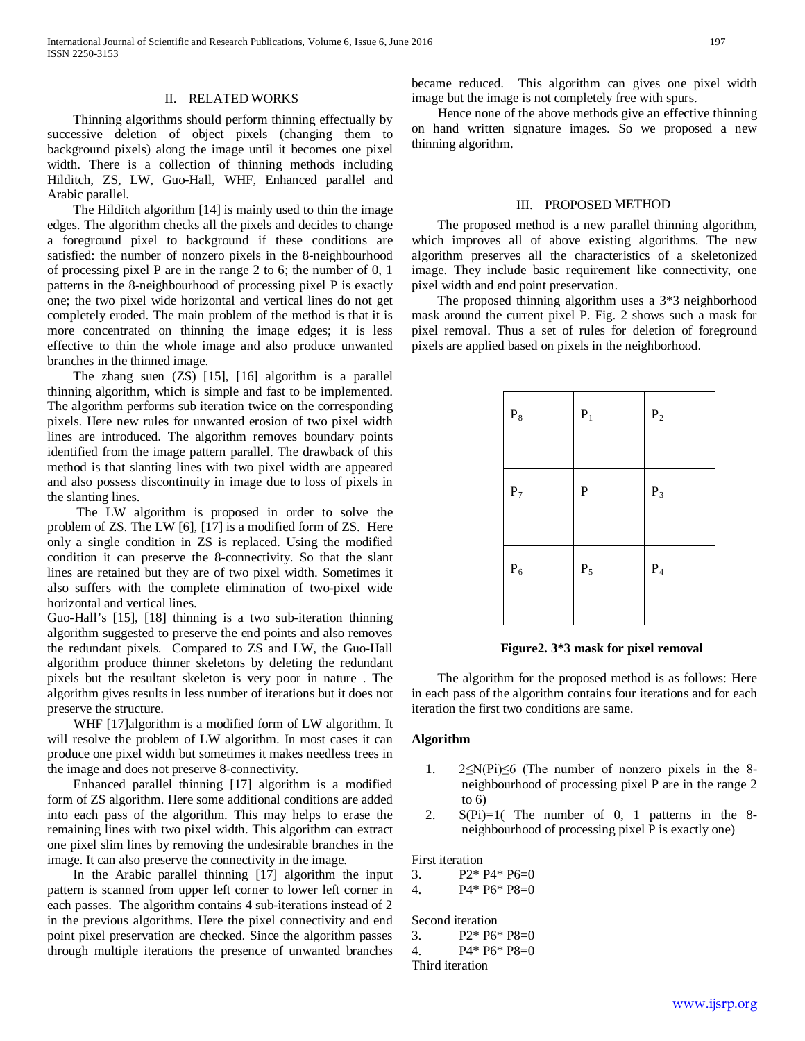## II. RELATED WORKS

Thinning algorithms should perform thinning effectually by successive deletion of object pixels (changing them to background pixels) along the image until it becomes one pixel width. There is a collection of thinning methods including Hilditch, ZS, LW, Guo-Hall, WHF, Enhanced parallel and Arabic parallel.

The Hilditch algorithm [14] is mainly used to thin the image edges. The algorithm checks all the pixels and decides to change a foreground pixel to background if these conditions are satisfied: the number of nonzero pixels in the 8-neighbourhood of processing pixel P are in the range 2 to 6; the number of 0, 1 patterns in the 8-neighbourhood of processing pixel P is exactly one; the two pixel wide horizontal and vertical lines do not get completely eroded. The main problem of the method is that it is more concentrated on thinning the image edges; it is less effective to thin the whole image and also produce unwanted branches in the thinned image.

The zhang suen (ZS) [15], [16] algorithm is a parallel thinning algorithm, which is simple and fast to be implemented. The algorithm performs sub iteration twice on the corresponding pixels. Here new rules for unwanted erosion of two pixel width lines are introduced. The algorithm removes boundary points identified from the image pattern parallel. The drawback of this method is that slanting lines with two pixel width are appeared and also possess discontinuity in image due to loss of pixels in the slanting lines.

The LW algorithm is proposed in order to solve the problem of ZS. The LW [6], [17] is a modified form of ZS. Here only a single condition in ZS is replaced. Using the modified condition it can preserve the 8-connectivity. So that the slant lines are retained but they are of two pixel width. Sometimes it also suffers with the complete elimination of two-pixel wide horizontal and vertical lines.

Guo-Hall's [15], [18] thinning is a two sub-iteration thinning algorithm suggested to preserve the end points and also removes the redundant pixels. Compared to ZS and LW, the Guo-Hall algorithm produce thinner skeletons by deleting the redundant pixels but the resultant skeleton is very poor in nature . The algorithm gives results in less number of iterations but it does not preserve the structure.

WHF [17]algorithm is a modified form of LW algorithm. It will resolve the problem of LW algorithm. In most cases it can produce one pixel width but sometimes it makes needless trees in the image and does not preserve 8-connectivity.

Enhanced parallel thinning [17] algorithm is a modified form of ZS algorithm. Here some additional conditions are added into each pass of the algorithm. This may helps to erase the remaining lines with two pixel width. This algorithm can extract one pixel slim lines by removing the undesirable branches in the image. It can also preserve the connectivity in the image.

In the Arabic parallel thinning [17] algorithm the input pattern is scanned from upper left corner to lower left corner in each passes. The algorithm contains 4 sub-iterations instead of 2 in the previous algorithms. Here the pixel connectivity and end point pixel preservation are checked. Since the algorithm passes through multiple iterations the presence of unwanted branches became reduced. This algorithm can gives one pixel width image but the image is not completely free with spurs.

Hence none of the above methods give an effective thinning on hand written signature images. So we proposed a new thinning algorithm.

## III. PROPOSED METHOD

The proposed method is a new parallel thinning algorithm, which improves all of above existing algorithms. The new algorithm preserves all the characteristics of a skeletonized image. They include basic requirement like connectivity, one pixel width and end point preservation.

The proposed thinning algorithm uses a 3*3 neighborhood mask around the current pixel P. Fig. 2 shows such a mask for pixel removal. Thus a set of rules for deletion of foreground pixels are applied based on pixels in the neighborhood.

| $P_8$ | $P_1$ | $P_2$ |
|---|---|---|
| $P_7$ | $P$ | $P_3$ |
| $P_6$ | $P_5$ | $P_4$ |

**Figure2. 3*3 mask for pixel removal**

The algorithm for the proposed method is as follows: Here in each pass of the algorithm contains four iterations and for each iteration the first two conditions are same.

**Algorithm**

1. $2 \le N(Pi) \le 6$ (The number of nonzero pixels in the 8-neighbourhood of processing pixel P are in the range 2 to 6)
2. $S(Pi)=1$( The number of 0, 1 patterns in the 8-neighbourhood of processing pixel P is exactly one)

First iteration

3. $P2 * P4 * P6=0$
4. $P4 * P6 * P8=0$

Second iteration

3. $P2 * P6 * P8=0$
4. $P4 * P6 * P8=0$

Third iteration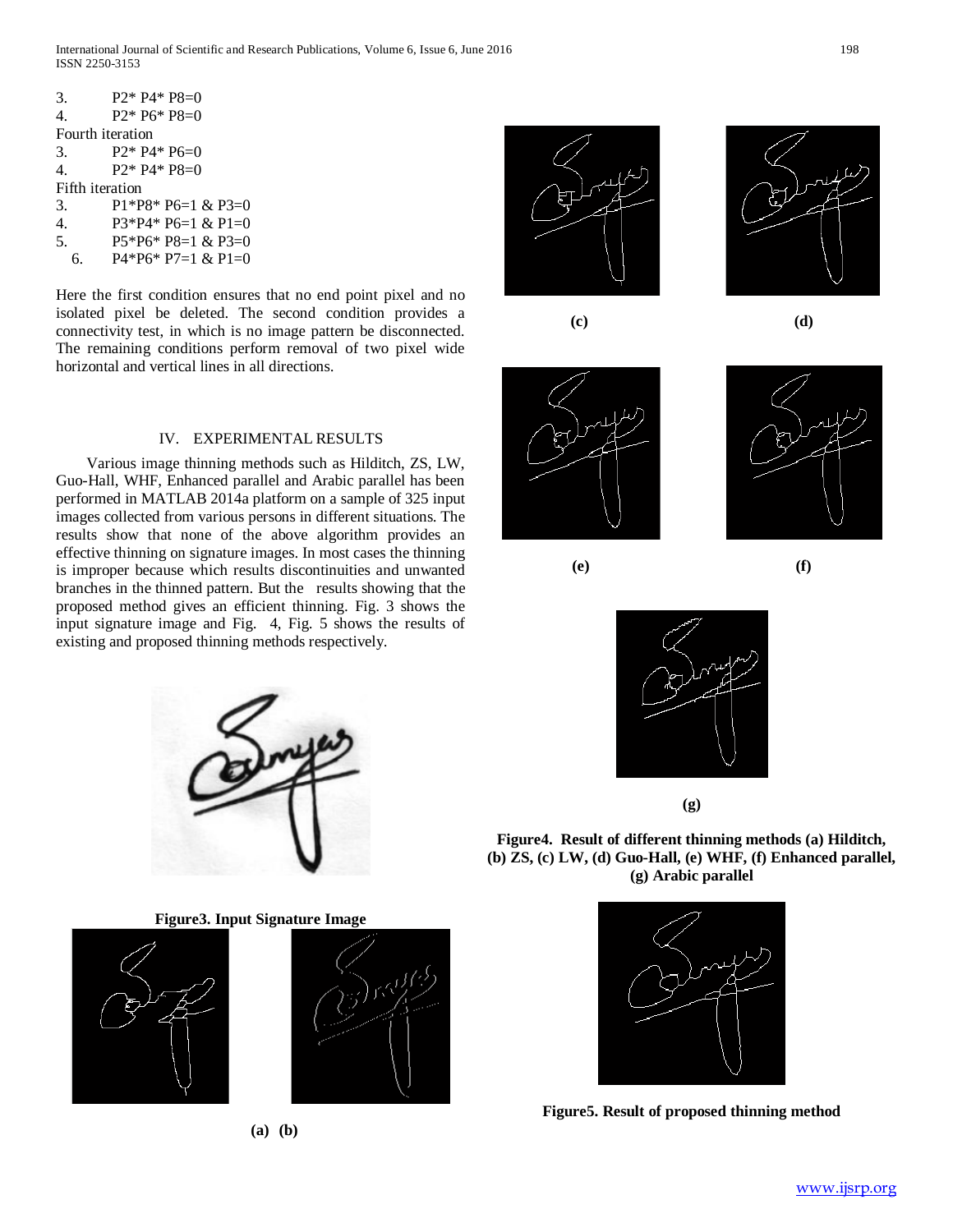3. P2* P4* P8=0
4. P2* P6* P8=0

Fourth iteration

3. P2* P4* P6=0
4. P2* P4* P8=0

Fifth iteration

3. P1*P8* P6=1 & P3=0
4. P3*P4* P6=1 & P1=0
5. P5*P6* P8=1 & P3=0
6. P4*P6* P7=1 & P1=0

Here the first condition ensures that no end point pixel and no isolated pixel be deleted. The second condition provides a connectivity test, in which is no image pattern be disconnected. The remaining conditions perform removal of two pixel wide horizontal and vertical lines in all directions.

## IV. EXPERIMENTAL RESULTS

Various image thinning methods such as Hilditch, ZS, LW, Guo-Hall, WHF, Enhanced parallel and Arabic parallel has been performed in MATLAB 2014a platform on a sample of 325 input images collected from various persons in different situations. The results show that none of the above algorithm provides an effective thinning on signature images. In most cases the thinning is improper because which results discontinuities and unwanted branches in the thinned pattern. But the results showing that the proposed method gives an efficient thinning. Fig. 3 shows the input signature image and Fig. 4, Fig. 5 shows the results of existing and proposed thinning methods respectively.

**Figure3. Input Signature Image**

**(a) (b)**

**(c)** **(d)**

**(e)** **(f)**

**(g)**

**Figure4. Result of different thinning methods (a) Hilditch, (b) ZS, (c) LW, (d) Guo-Hall, (e) WHF, (f) Enhanced parallel, (g) Arabic parallel**

**Figure5. Result of proposed thinning method**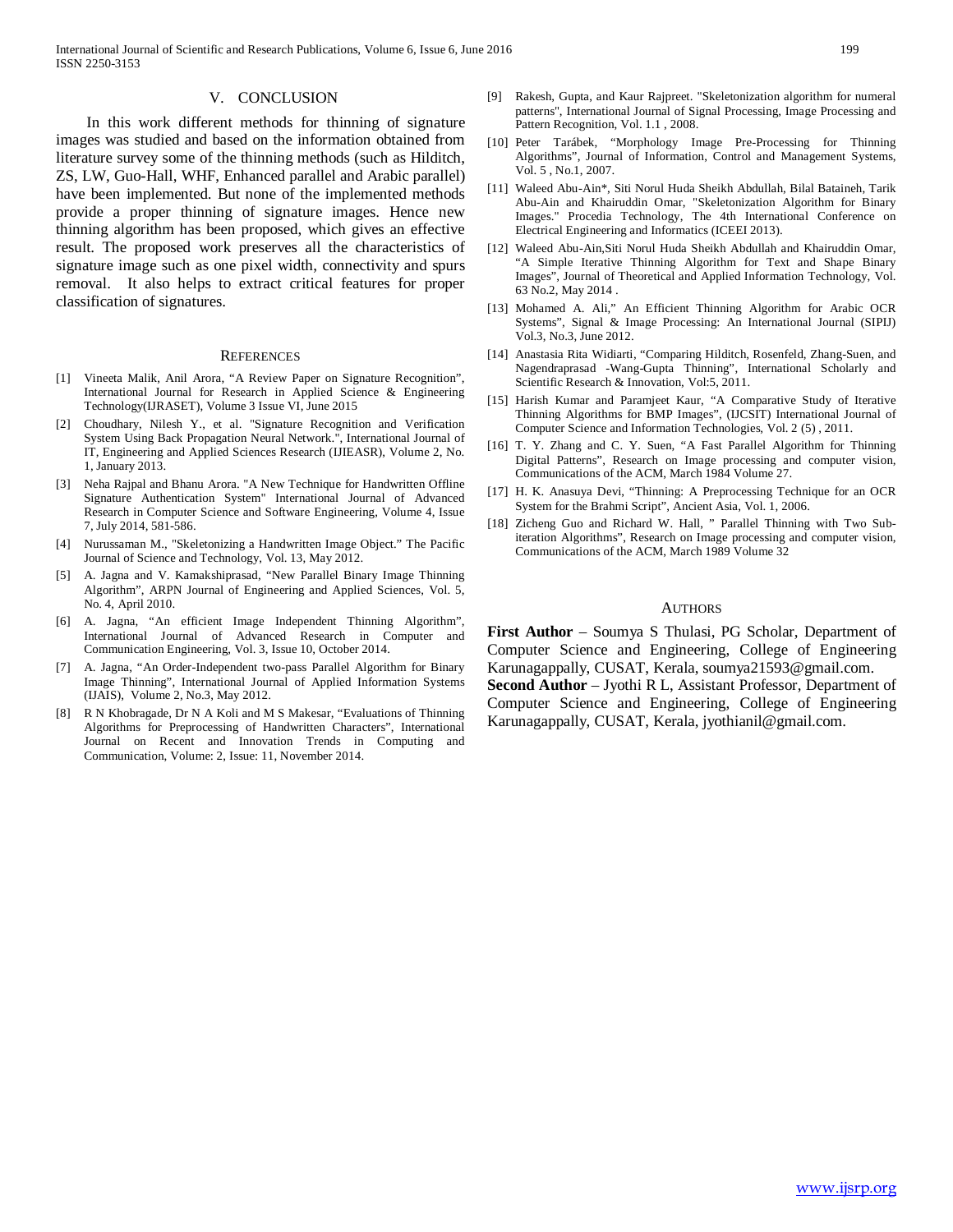## V. CONCLUSION

In this work different methods for thinning of signature images was studied and based on the information obtained from literature survey some of the thinning methods (such as Hilditch, ZS, LW, Guo-Hall, WHF, Enhanced parallel and Arabic parallel) have been implemented. But none of the implemented methods provide a proper thinning of signature images. Hence new thinning algorithm has been proposed, which gives an effective result. The proposed work preserves all the characteristics of signature image such as one pixel width, connectivity and spurs removal. It also helps to extract critical features for proper classification of signatures.

## REFERENCES

[1] Vineeta Malik, Anil Arora, "A Review Paper on Signature Recognition", International Journal for Research in Applied Science & Engineering Technology(IJRASET), Volume 3 Issue VI, June 2015

[2] Choudhary, Nilesh Y., et al. "Signature Recognition and Verification System Using Back Propagation Neural Network.", International Journal of IT, Engineering and Applied Sciences Research (IJIEASR), Volume 2, No. 1, January 2013.

[3] Neha Rajpal and Bhanu Arora. "A New Technique for Handwritten Offline Signature Authentication System" International Journal of Advanced Research in Computer Science and Software Engineering, Volume 4, Issue 7, July 2014, 581-586.

[4] Nurussaman M., "Skeletonizing a Handwritten Image Object." The Pacific Journal of Science and Technology, Vol. 13, May 2012.

[5] A. Jagna and V. Kamakshiprasad, "New Parallel Binary Image Thinning Algorithm", ARPN Journal of Engineering and Applied Sciences, Vol. 5, No. 4, April 2010.

[6] A. Jagna, "An efficient Image Independent Thinning Algorithm", International Journal of Advanced Research in Computer and Communication Engineering, Vol. 3, Issue 10, October 2014.

[7] A. Jagna, "An Order-Independent two-pass Parallel Algorithm for Binary Image Thinning", International Journal of Applied Information Systems (IJAIS), Volume 2, No.3, May 2012.

[8] R N Khobragade, Dr N A Koli and M S Makesar, "Evaluations of Thinning Algorithms for Preprocessing of Handwritten Characters", International Journal on Recent and Innovation Trends in Computing and Communication, Volume: 2, Issue: 11, November 2014.

[9] Rakesh, Gupta, and Kaur Rajpreet. "Skeletonization algorithm for numeral patterns", International Journal of Signal Processing, Image Processing and Pattern Recognition, Vol. 1.1 , 2008.

[10] Peter Tarábek, "Morphology Image Pre-Processing for Thinning Algorithms", Journal of Information, Control and Management Systems, Vol. 5 , No.1, 2007.

[11] Waleed Abu-Ain*, Siti Norul Huda Sheikh Abdullah, Bilal Bataineh, Tarik Abu-Ain and Khairuddin Omar, "Skeletonization Algorithm for Binary Images." Procedia Technology, The 4th International Conference on Electrical Engineering and Informatics (ICEEI 2013).

[12] Waleed Abu-Ain,Siti Norul Huda Sheikh Abdullah and Khairuddin Omar, "A Simple Iterative Thinning Algorithm for Text and Shape Binary Images", Journal of Theoretical and Applied Information Technology, Vol. 63 No.2, May 2014 .

[13] Mohamed A. Ali," An Efficient Thinning Algorithm for Arabic OCR Systems", Signal & Image Processing: An International Journal (SIPIJ) Vol.3, No.3, June 2012.

[14] Anastasia Rita Widiarti, "Comparing Hilditch, Rosenfeld, Zhang-Suen, and Nagendraprasad -Wang-Gupta Thinning", International Scholarly and Scientific Research & Innovation, Vol:5, 2011.

[15] Harish Kumar and Paramjeet Kaur, "A Comparative Study of Iterative Thinning Algorithms for BMP Images", (IJCSIT) International Journal of Computer Science and Information Technologies, Vol. 2 (5) , 2011.

[16] T. Y. Zhang and C. Y. Suen, "A Fast Parallel Algorithm for Thinning Digital Patterns", Research on Image processing and computer vision, Communications of the ACM, March 1984 Volume 27.

[17] H. K. Anasuya Devi, "Thinning: A Preprocessing Technique for an OCR System for the Brahmi Script", Ancient Asia, Vol. 1, 2006.

[18] Zicheng Guo and Richard W. Hall, " Parallel Thinning with Two Sub-iteration Algorithms", Research on Image processing and computer vision, Communications of the ACM, March 1989 Volume 32

## AUTHORS

**First Author** – Soumya S Thulasi, PG Scholar, Department of Computer Science and Engineering, College of Engineering Karunagappally, CUSAT, Kerala, soumya21593@gmail.com.

**Second Author** – Jyothi R L, Assistant Professor, Department of Computer Science and Engineering, College of Engineering Karunagappally, CUSAT, Kerala, jyothianil@gmail.com.